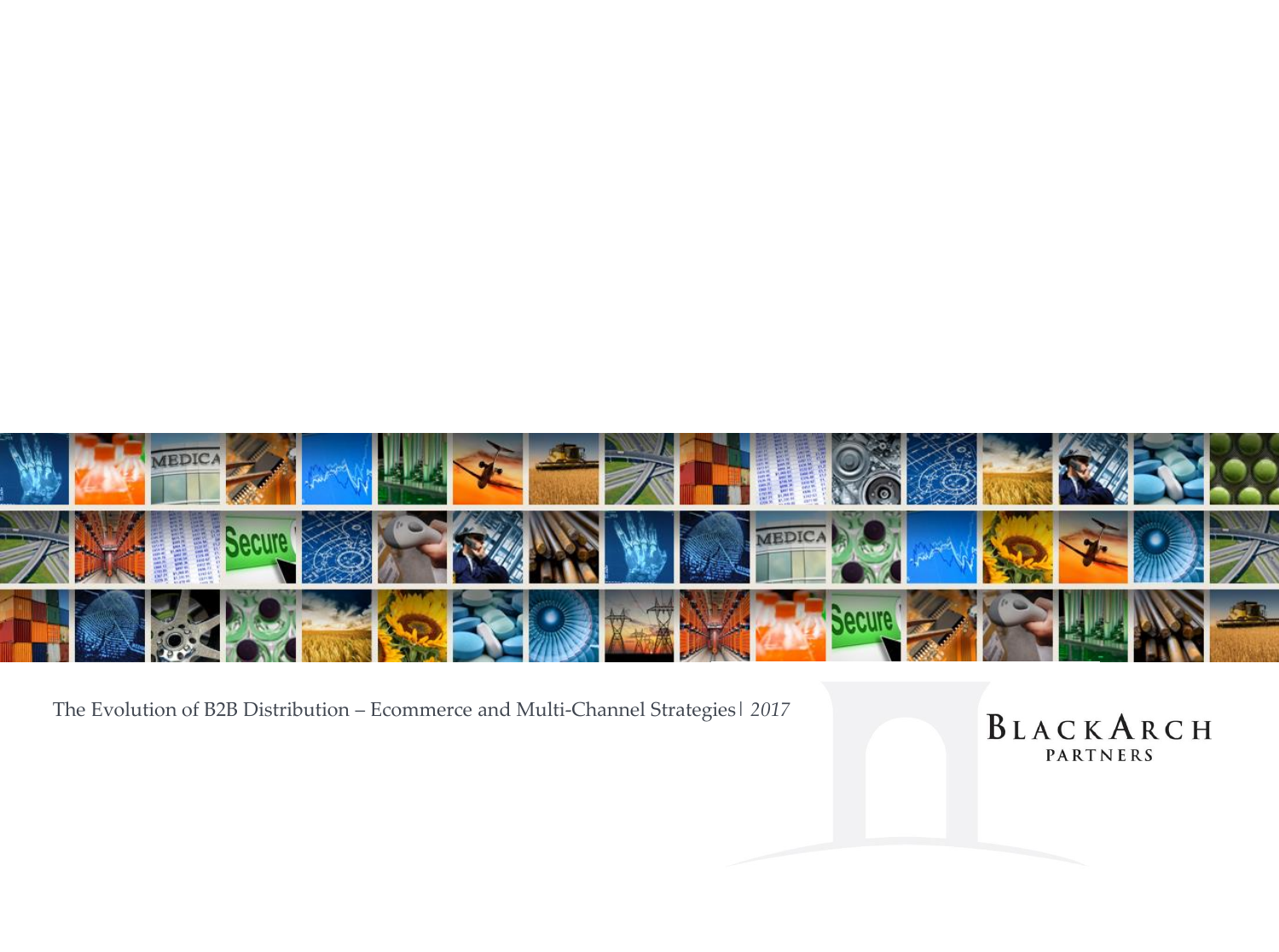The Evolution of B2B Distribution – Ecommerce and Multi-Channel Strategies | *2017*

BLACKARCH PARTNERS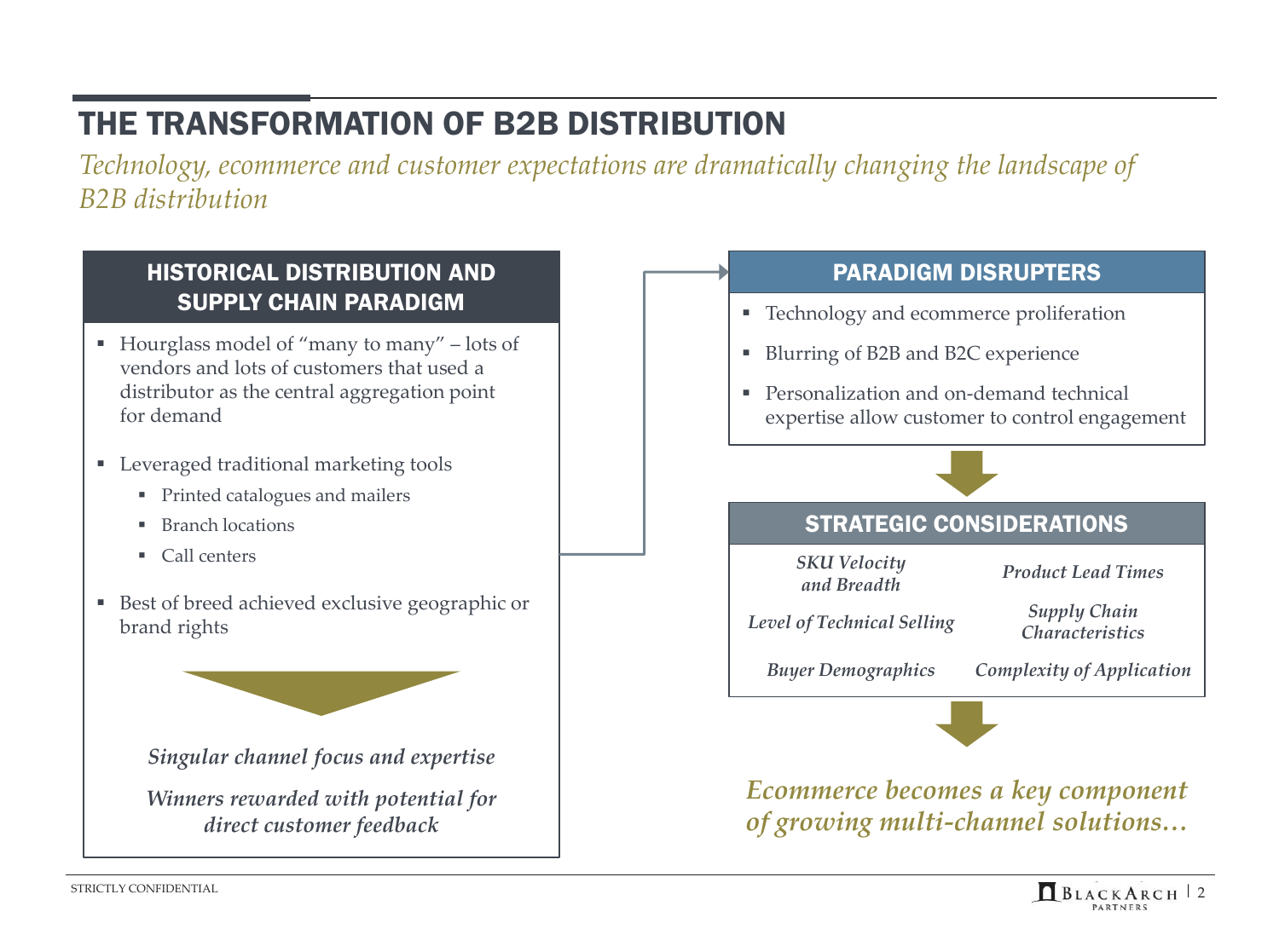# THE TRANSFORMATION OF B2B DISTRIBUTION

*Technology, ecommerce and customer expectations are dramatically changing the landscape of B2B distribution*

## HISTORICAL DISTRIBUTION AND SUPPLY CHAIN PARADIGM

- Hourglass model of "many to many" – lots of vendors and lots of customers that used a distributor as the central aggregation point for demand
- Leveraged traditional marketing tools
  - Printed catalogues and mailers
  - Branch locations
  - Call centers
- Best of breed achieved exclusive geographic or brand rights

***Singular channel focus and expertise***

***Winners rewarded with potential for direct customer feedback***

## PARADIGM DISRUPTERS

- Technology and ecommerce proliferation
- Blurring of B2B and B2C experience
- Personalization and on-demand technical expertise allow customer to control engagement

## STRATEGIC CONSIDERATIONS

| | |
|---|---|
| ***SKU Velocity and Breadth*** | ***Product Lead Times*** |
| ***Level of Technical Selling*** | ***Supply Chain Characteristics*** |
| ***Buyer Demographics*** | ***Complexity of Application*** |

***Ecommerce becomes a key component of growing multi-channel solutions…***

STRICTLY CONFIDENTIAL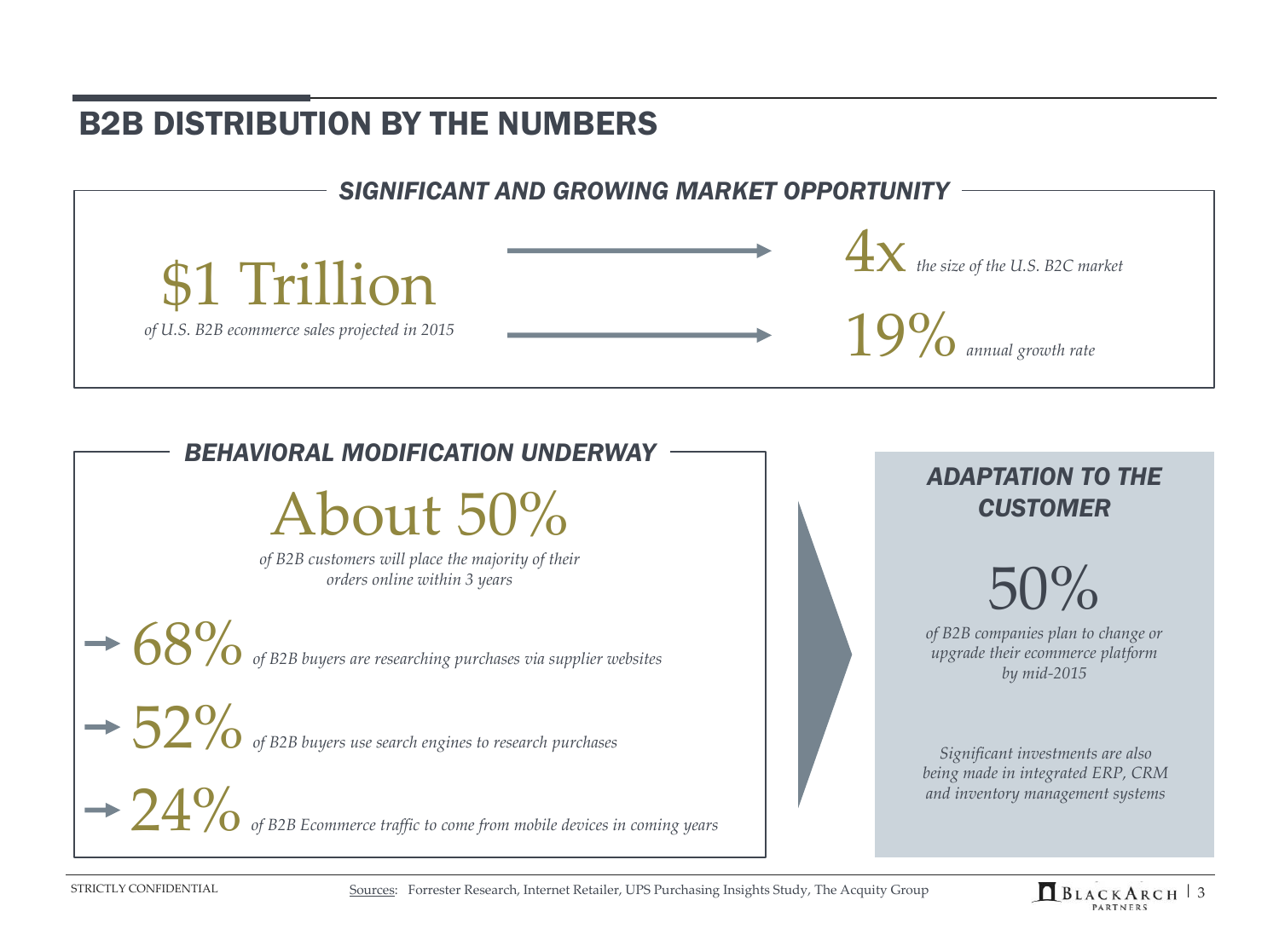# B2B DISTRIBUTION BY THE NUMBERS

## SIGNIFICANT AND GROWING MARKET OPPORTUNITY

**$1 Trillion**

*of U.S. B2B ecommerce sales projected in 2015*

- **4x** *the size of the U.S. B2C market*
- **19%** *annual growth rate*

## BEHAVIORAL MODIFICATION UNDERWAY

**About 50%**

*of B2B customers will place the majority of their orders online within 3 years*

- **68%** *of B2B buyers are researching purchases via supplier websites*
- **52%** *of B2B buyers use search engines to research purchases*
- **24%** *of B2B Ecommerce traffic to come from mobile devices in coming years*

## ADAPTATION TO THE CUSTOMER

**50%**

*of B2B companies plan to change or upgrade their ecommerce platform by mid-2015*

*Significant investments are also being made in integrated ERP, CRM and inventory management systems*

STRICTLY CONFIDENTIAL

Sources: Forrester Research, Internet Retailer, UPS Purchasing Insights Study, The Acquity Group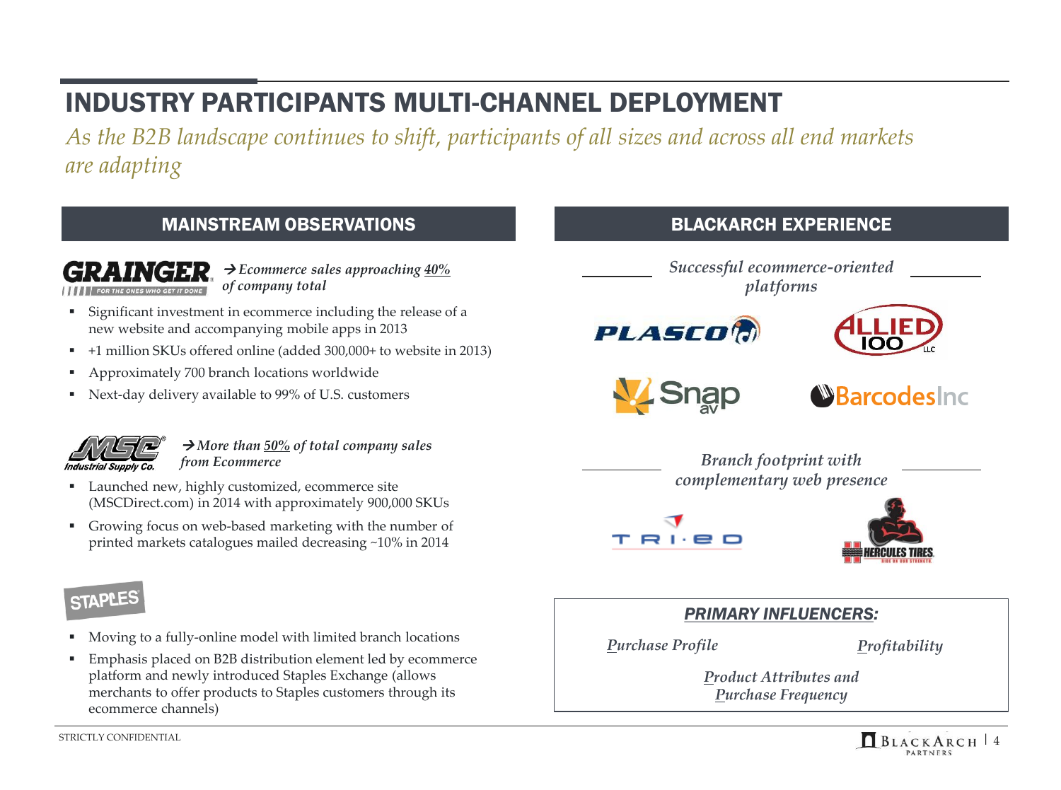# INDUSTRY PARTICIPANTS MULTI-CHANNEL DEPLOYMENT

*As the B2B landscape continues to shift, participants of all sizes and across all end markets are adapting*

## MAINSTREAM OBSERVATIONS

**GRAINGER** → ***Ecommerce sales approaching 40% of company total***

- Significant investment in ecommerce including the release of a new website and accompanying mobile apps in 2013
- +1 million SKUs offered online (added 300,000+ to website in 2013)
- Approximately 700 branch locations worldwide
- Next-day delivery available to 99% of U.S. customers

**MSC Industrial Supply Co.** → ***More than 50% of total company sales from Ecommerce***

- Launched new, highly customized, ecommerce site (MSCDirect.com) in 2014 with approximately 900,000 SKUs
- Growing focus on web-based marketing with the number of printed markets catalogues mailed decreasing ~10% in 2014

**STAPLES**

- Moving to a fully-online model with limited branch locations
- Emphasis placed on B2B distribution element led by ecommerce platform and newly introduced Staples Exchange (allows merchants to offer products to Staples customers through its ecommerce channels)

## BLACKARCH EXPERIENCE

*Successful ecommerce-oriented platforms*

- PLASCO
- ALLIED 100 LLC
- Snap av
- BarcodesInc

*Branch footprint with complementary web presence*

- TRI-ED
- HERCULES TIRES

### PRIMARY INFLUENCERS:

*Purchase Profile*

*Profitability*

*Product Attributes and Purchase Frequency*

STRICTLY CONFIDENTIAL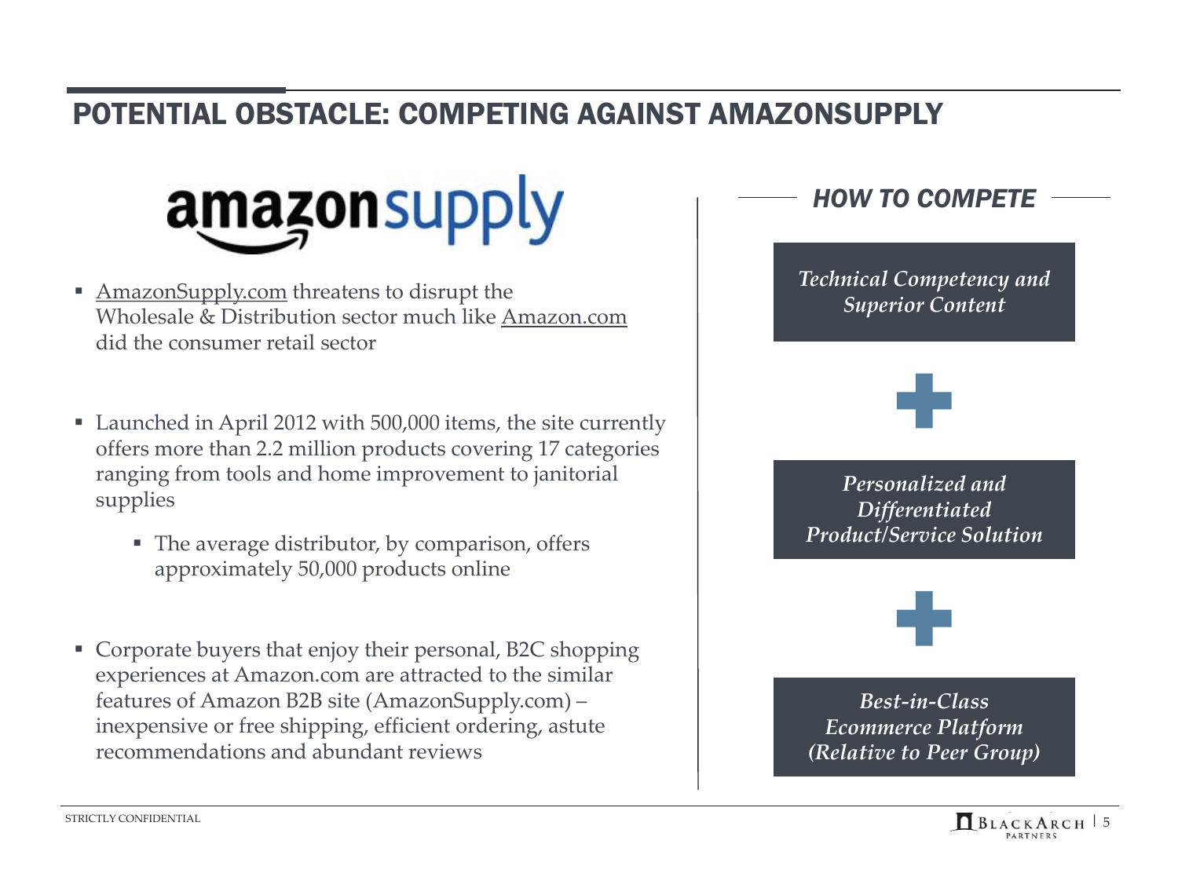# POTENTIAL OBSTACLE: COMPETING AGAINST AMAZONSUPPLY

amazonsupply

- AmazonSupply.com threatens to disrupt the Wholesale & Distribution sector much like Amazon.com did the consumer retail sector
- Launched in April 2012 with 500,000 items, the site currently offers more than 2.2 million products covering 17 categories ranging from tools and home improvement to janitorial supplies
  - The average distributor, by comparison, offers approximately 50,000 products online
- Corporate buyers that enjoy their personal, B2C shopping experiences at Amazon.com are attracted to the similar features of Amazon B2B site (AmazonSupply.com) – inexpensive or free shipping, efficient ordering, astute recommendations and abundant reviews

## *HOW TO COMPETE*

***Technical Competency and Superior Content***

+

***Personalized and Differentiated Product/Service Solution***

+

***Best-in-Class Ecommerce Platform (Relative to Peer Group)***

STRICTLY CONFIDENTIAL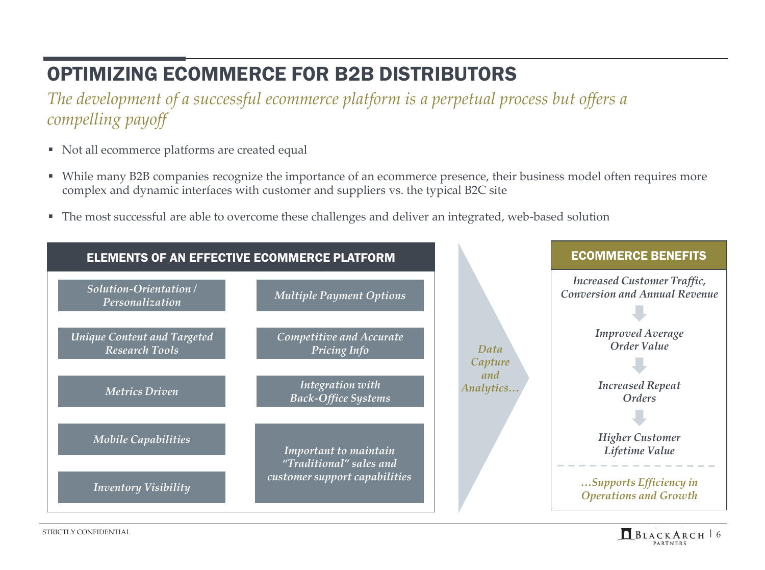# OPTIMIZING ECOMMERCE FOR B2B DISTRIBUTORS

*The development of a successful ecommerce platform is a perpetual process but offers a compelling payoff*

- Not all ecommerce platforms are created equal
- While many B2B companies recognize the importance of an ecommerce presence, their business model often requires more complex and dynamic interfaces with customer and suppliers vs. the typical B2C site
- The most successful are able to overcome these challenges and deliver an integrated, web-based solution

## ELEMENTS OF AN EFFECTIVE ECOMMERCE PLATFORM

- *Solution-Orientation / Personalization*
- *Multiple Payment Options*
- *Unique Content and Targeted Research Tools*
- *Competitive and Accurate Pricing Info*
- *Metrics Driven*
- *Integration with Back-Office Systems*
- *Mobile Capabilities*
- *Inventory Visibility*
- *Important to maintain "Traditional" sales and customer support capabilities*

*Data Capture and Analytics…*

## ECOMMERCE BENEFITS

*Increased Customer Traffic, Conversion and Annual Revenue*

↓

*Improved Average Order Value*

↓

*Increased Repeat Orders*

↓

*Higher Customer Lifetime Value*

*…Supports Efficiency in Operations and Growth*

STRICTLY CONFIDENTIAL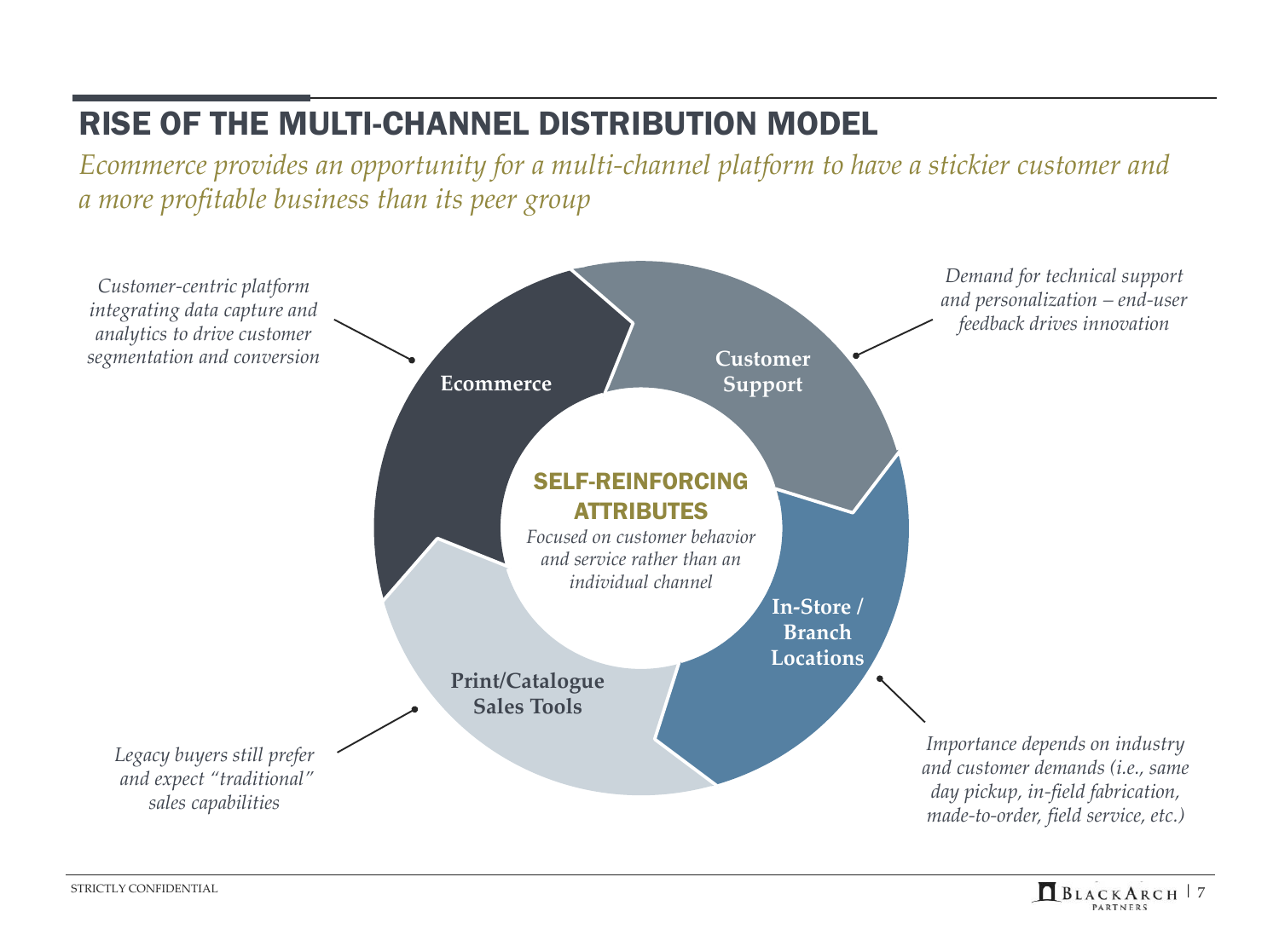# RISE OF THE MULTI-CHANNEL DISTRIBUTION MODEL

*Ecommerce provides an opportunity for a multi-channel platform to have a stickier customer and a more profitable business than its peer group*

**SELF-REINFORCING ATTRIBUTES**

*Focused on customer behavior and service rather than an individual channel*

**Ecommerce**

*Customer-centric platform integrating data capture and analytics to drive customer segmentation and conversion*

**Customer Support**

*Demand for technical support and personalization – end-user feedback drives innovation*

**In-Store / Branch Locations**

*Importance depends on industry and customer demands (i.e., same day pickup, in-field fabrication, made-to-order, field service, etc.)*

**Print/Catalogue Sales Tools**

*Legacy buyers still prefer and expect "traditional" sales capabilities*

STRICTLY CONFIDENTIAL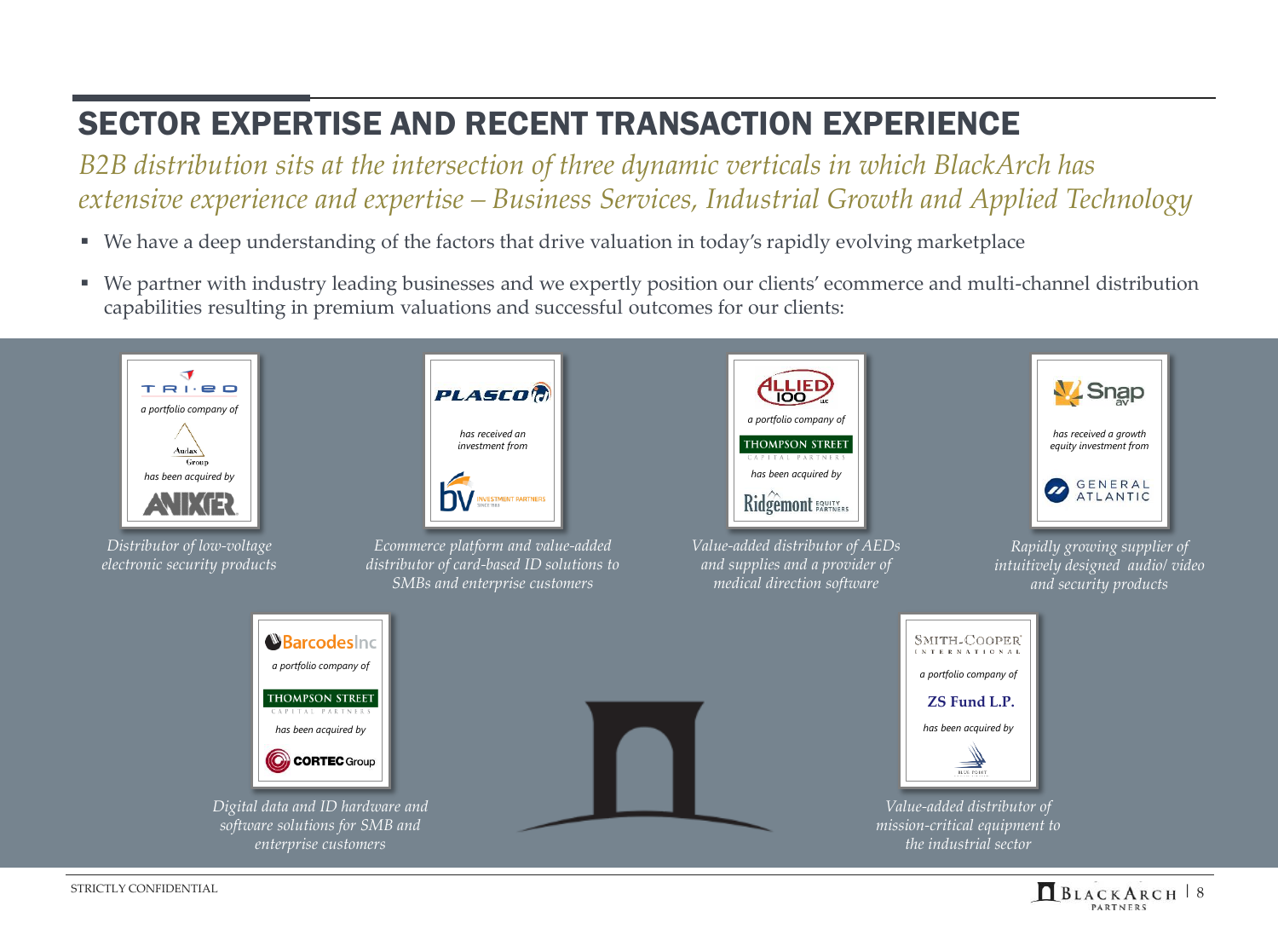# SECTOR EXPERTISE AND RECENT TRANSACTION EXPERIENCE

*B2B distribution sits at the intersection of three dynamic verticals in which BlackArch has extensive experience and expertise – Business Services, Industrial Growth and Applied Technology*

- We have a deep understanding of the factors that drive valuation in today's rapidly evolving marketplace
- We partner with industry leading businesses and we expertly position our clients' ecommerce and multi-channel distribution capabilities resulting in premium valuations and successful outcomes for our clients:

TRI-ED
*a portfolio company of*
Audax Group
*has been acquired by*
ANIXTER

*Distributor of low-voltage electronic security products*

PLASCO
*has received an investment from*
BV INVESTMENT PARTNERS

*Ecommerce platform and value-added distributor of card-based ID solutions to SMBs and enterprise customers*

ALLIED 100 LLC
*a portfolio company of*
THOMPSON STREET CAPITAL PARTNERS
*has been acquired by*
Ridgemont EQUITY PARTNERS

*Value-added distributor of AEDs and supplies and a provider of medical direction software*

Snap av
*has received a growth equity investment from*
GENERAL ATLANTIC

*Rapidly growing supplier of intuitively designed audio/ video and security products*

BarcodesInc
*a portfolio company of*
THOMPSON STREET CAPITAL PARTNERS
*has been acquired by*
CORTEC Group

*Digital data and ID hardware and software solutions for SMB and enterprise customers*

SMITH-COOPER INTERNATIONAL
*a portfolio company of*
**ZS Fund L.P.**
*has been acquired by*
BLUE POINT

*Value-added distributor of mission-critical equipment to the industrial sector*

STRICTLY CONFIDENTIAL